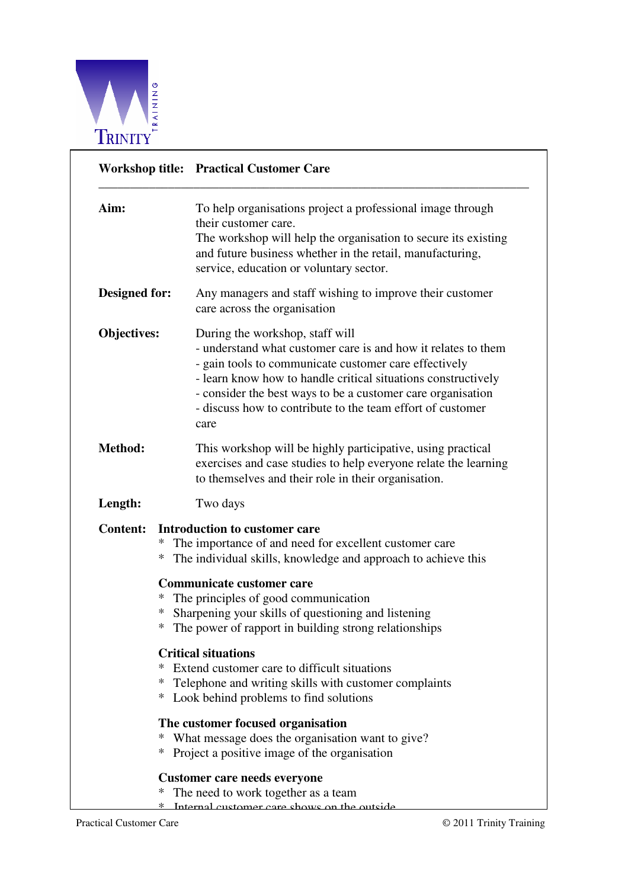TRINITY TRAINING

**Workshop title: Practical Customer Care**

---

**Aim:** To help organisations project a professional image through their customer care.
The workshop will help the organisation to secure its existing and future business whether in the retail, manufacturing, service, education or voluntary sector.

**Designed for:** Any managers and staff wishing to improve their customer care across the organisation

**Objectives:** During the workshop, staff will
- understand what customer care is and how it relates to them
- gain tools to communicate customer care effectively
- learn know how to handle critical situations constructively
- consider the best ways to be a customer care organisation
- discuss how to contribute to the team effort of customer care

**Method:** This workshop will be highly participative, using practical exercises and case studies to help everyone relate the learning to themselves and their role in their organisation.

**Length:** Two days

**Content:**

**Introduction to customer care**
* The importance of and need for excellent customer care
* The individual skills, knowledge and approach to achieve this

**Communicate customer care**
* The principles of good communication
* Sharpening your skills of questioning and listening
* The power of rapport in building strong relationships

**Critical situations**
* Extend customer care to difficult situations
* Telephone and writing skills with customer complaints
* Look behind problems to find solutions

**The customer focused organisation**
* What message does the organisation want to give?
* Project a positive image of the organisation

**Customer care needs everyone**
* The need to work together as a team
* Internal customer care shows on the outside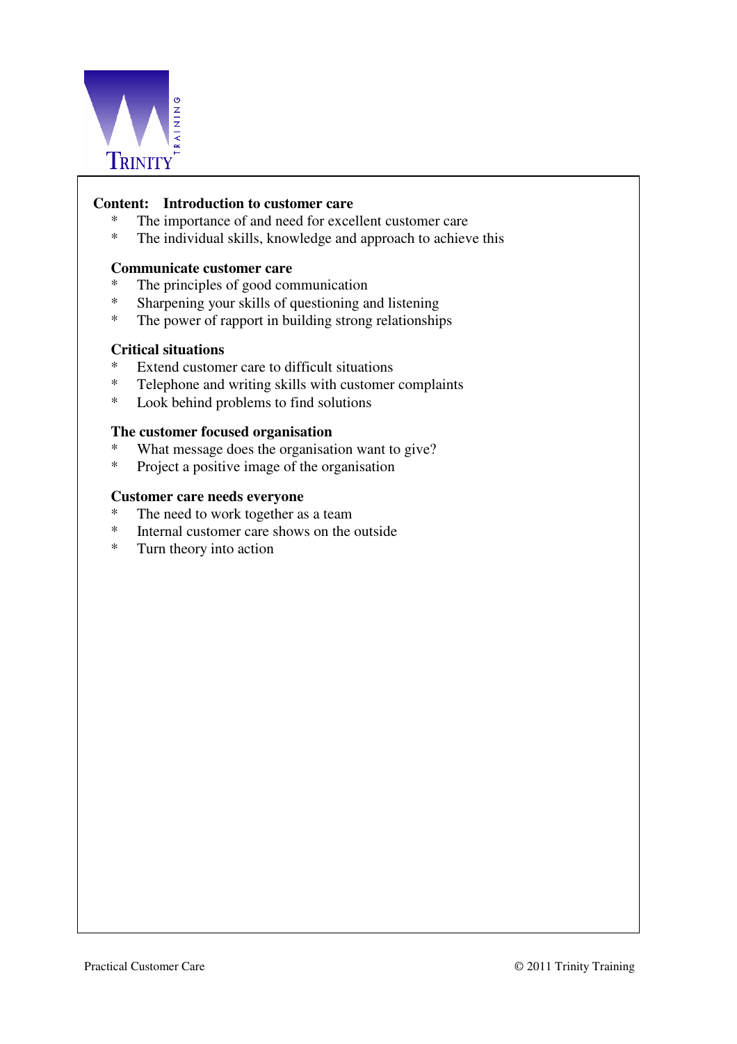**Content: Introduction to customer care**

- The importance of and need for excellent customer care
- The individual skills, knowledge and approach to achieve this

**Communicate customer care**

- The principles of good communication
- Sharpening your skills of questioning and listening
- The power of rapport in building strong relationships

**Critical situations**

- Extend customer care to difficult situations
- Telephone and writing skills with customer complaints
- Look behind problems to find solutions

**The customer focused organisation**

- What message does the organisation want to give?
- Project a positive image of the organisation

**Customer care needs everyone**

- The need to work together as a team
- Internal customer care shows on the outside
- Turn theory into action